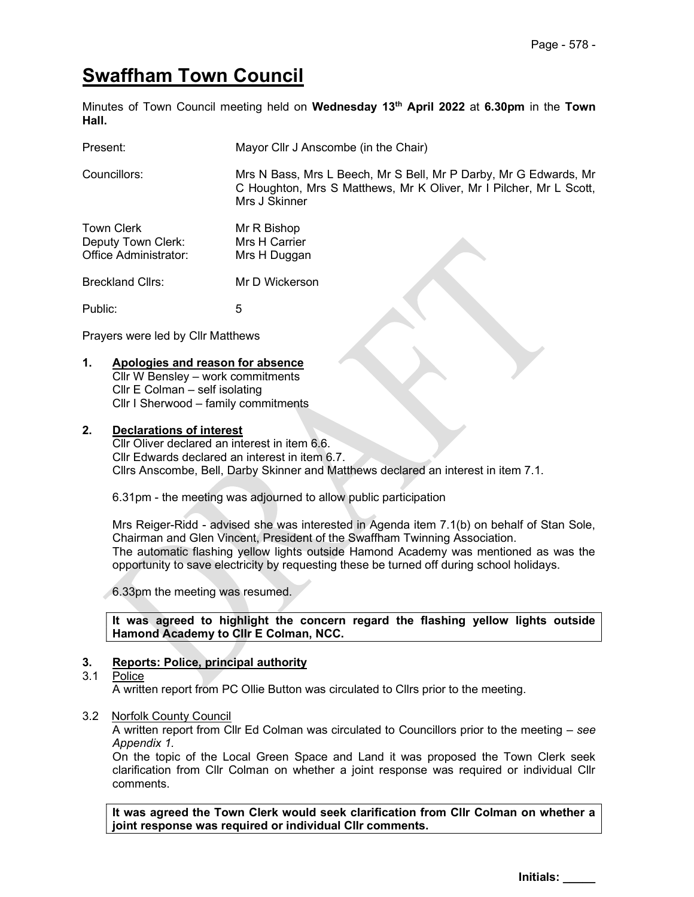# Swaffham Town Council

Minutes of Town Council meeting held on **Wednesday 13th April 2022** at **6.30pm** in the **Town Hall.**

| | |
|---|---|
| Present: | Mayor Cllr J Anscombe (in the Chair) |
| Councillors: | Mrs N Bass, Mrs L Beech, Mr S Bell, Mr P Darby, Mr G Edwards, Mr C Houghton, Mrs S Matthews, Mr K Oliver, Mr I Pilcher, Mr L Scott, Mrs J Skinner |
| Town Clerk | Mr R Bishop |
| Deputy Town Clerk: | Mrs H Carrier |
| Office Administrator: | Mrs H Duggan |
| Breckland Cllrs: | Mr D Wickerson |
| Public: | 5 |

Prayers were led by Cllr Matthews

**1. Apologies and reason for absence**

Cllr W Bensley – work commitments
Cllr E Colman – self isolating
Cllr I Sherwood – family commitments

**2. Declarations of interest**

Cllr Oliver declared an interest in item 6.6.
Cllr Edwards declared an interest in item 6.7.
Cllrs Anscombe, Bell, Darby Skinner and Matthews declared an interest in item 7.1.

6.31pm - the meeting was adjourned to allow public participation

Mrs Reiger-Ridd - advised she was interested in Agenda item 7.1(b) on behalf of Stan Sole, Chairman and Glen Vincent, President of the Swaffham Twinning Association.
The automatic flashing yellow lights outside Hamond Academy was mentioned as was the opportunity to save electricity by requesting these be turned off during school holidays.

6.33pm the meeting was resumed.

**It was agreed to highlight the concern regard the flashing yellow lights outside Hamond Academy to Cllr E Colman, NCC.**

**3. Reports: Police, principal authority**

3.1 Police

A written report from PC Ollie Button was circulated to Cllrs prior to the meeting.

3.2 Norfolk County Council

A written report from Cllr Ed Colman was circulated to Councillors prior to the meeting – *see Appendix 1.*

On the topic of the Local Green Space and Land it was proposed the Town Clerk seek clarification from Cllr Colman on whether a joint response was required or individual Cllr comments.

**It was agreed the Town Clerk would seek clarification from Cllr Colman on whether a joint response was required or individual Cllr comments.**

Initials: _____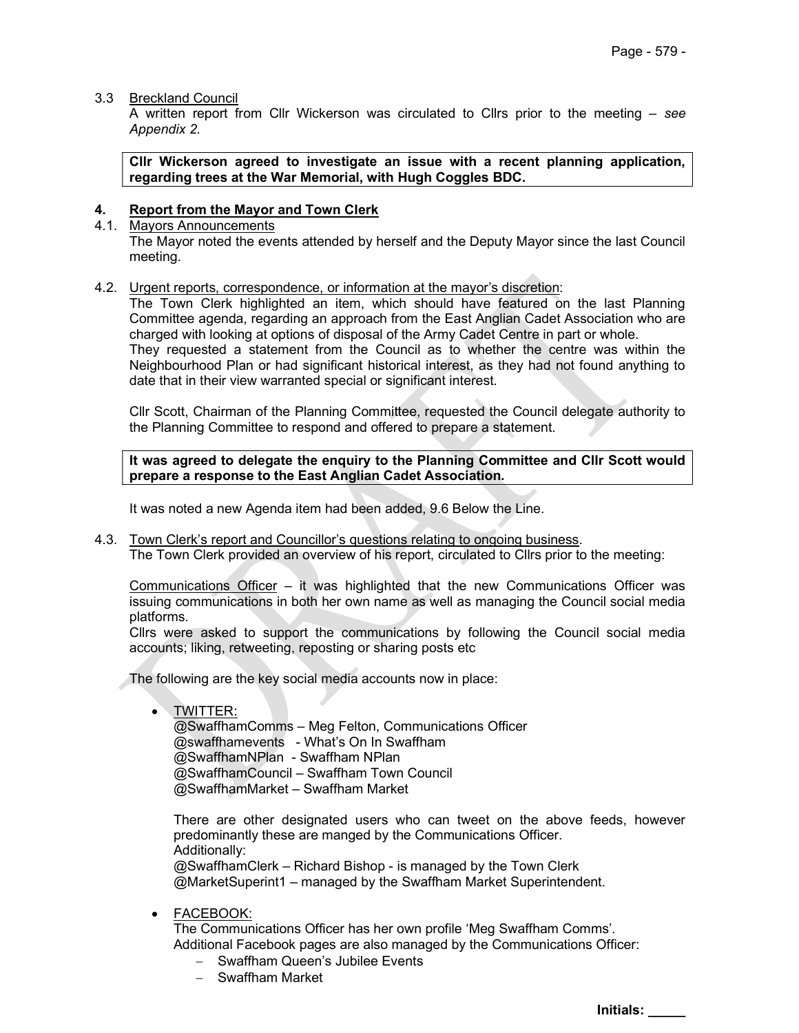3.3 Breckland Council

A written report from Cllr Wickerson was circulated to Cllrs prior to the meeting – *see Appendix 2.*

**Cllr Wickerson agreed to investigate an issue with a recent planning application, regarding trees at the War Memorial, with Hugh Coggles BDC.**

## 4. Report from the Mayor and Town Clerk

4.1. Mayors Announcements

The Mayor noted the events attended by herself and the Deputy Mayor since the last Council meeting.

4.2. Urgent reports, correspondence, or information at the mayor's discretion:

The Town Clerk highlighted an item, which should have featured on the last Planning Committee agenda, regarding an approach from the East Anglian Cadet Association who are charged with looking at options of disposal of the Army Cadet Centre in part or whole.
They requested a statement from the Council as to whether the centre was within the Neighbourhood Plan or had significant historical interest, as they had not found anything to date that in their view warranted special or significant interest.

Cllr Scott, Chairman of the Planning Committee, requested the Council delegate authority to the Planning Committee to respond and offered to prepare a statement.

**It was agreed to delegate the enquiry to the Planning Committee and Cllr Scott would prepare a response to the East Anglian Cadet Association.**

It was noted a new Agenda item had been added, 9.6 Below the Line.

4.3. Town Clerk's report and Councillor's questions relating to ongoing business.

The Town Clerk provided an overview of his report, circulated to Cllrs prior to the meeting:

Communications Officer – it was highlighted that the new Communications Officer was issuing communications in both her own name as well as managing the Council social media platforms.
Cllrs were asked to support the communications by following the Council social media accounts; liking, retweeting, reposting or sharing posts etc

The following are the key social media accounts now in place:

- TWITTER:
  @SwaffhamComms – Meg Felton, Communications Officer
  @swaffhamevents - What's On In Swaffham
  @SwaffhamNPlan - Swaffham NPlan
  @SwaffhamCouncil – Swaffham Town Council
  @SwaffhamMarket – Swaffham Market

  There are other designated users who can tweet on the above feeds, however predominantly these are manged by the Communications Officer.
  Additionally:
  @SwaffhamClerk – Richard Bishop - is managed by the Town Clerk
  @MarketSuperint1 – managed by the Swaffham Market Superintendent.

- FACEBOOK:
  The Communications Officer has her own profile 'Meg Swaffham Comms'.
  Additional Facebook pages are also managed by the Communications Officer:
  - Swaffham Queen's Jubilee Events
  - Swaffham Market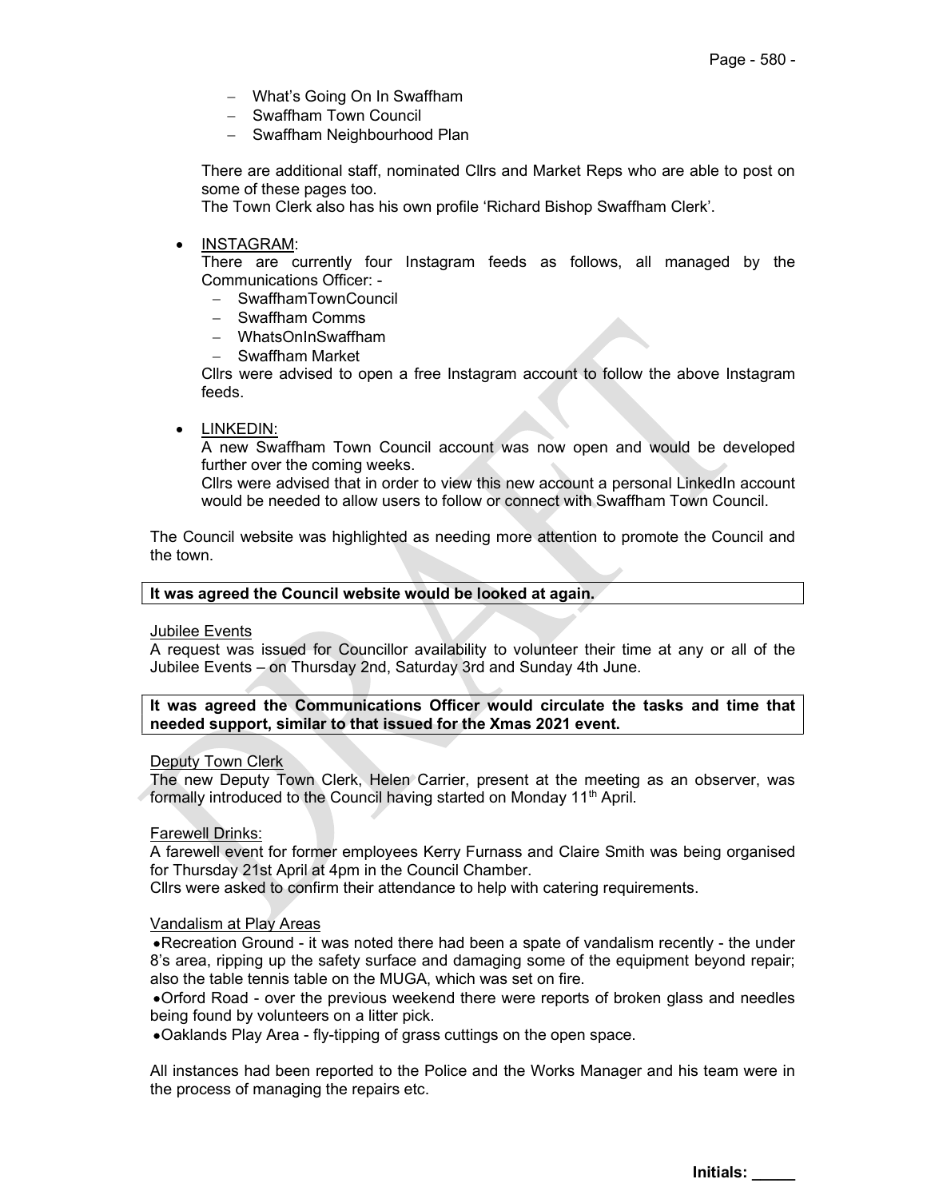- What's Going On In Swaffham
- Swaffham Town Council
- Swaffham Neighbourhood Plan

There are additional staff, nominated Cllrs and Market Reps who are able to post on some of these pages too.
The Town Clerk also has his own profile 'Richard Bishop Swaffham Clerk'.

- INSTAGRAM:
  There are currently four Instagram feeds as follows, all managed by the Communications Officer: -
  - SwaffhamTownCouncil
  - Swaffham Comms
  - WhatsOnInSwaffham
  - Swaffham Market

  Cllrs were advised to open a free Instagram account to follow the above Instagram feeds.

- LINKEDIN:
  A new Swaffham Town Council account was now open and would be developed further over the coming weeks.
  Cllrs were advised that in order to view this new account a personal LinkedIn account would be needed to allow users to follow or connect with Swaffham Town Council.

The Council website was highlighted as needing more attention to promote the Council and the town.

**It was agreed the Council website would be looked at again.**

Jubilee Events
A request was issued for Councillor availability to volunteer their time at any or all of the Jubilee Events – on Thursday 2nd, Saturday 3rd and Sunday 4th June.

**It was agreed the Communications Officer would circulate the tasks and time that needed support, similar to that issued for the Xmas 2021 event.**

Deputy Town Clerk
The new Deputy Town Clerk, Helen Carrier, present at the meeting as an observer, was formally introduced to the Council having started on Monday 11th April.

Farewell Drinks:
A farewell event for former employees Kerry Furnass and Claire Smith was being organised for Thursday 21st April at 4pm in the Council Chamber.
Cllrs were asked to confirm their attendance to help with catering requirements.

Vandalism at Play Areas
- Recreation Ground - it was noted there had been a spate of vandalism recently - the under 8's area, ripping up the safety surface and damaging some of the equipment beyond repair; also the table tennis table on the MUGA, which was set on fire.
- Orford Road - over the previous weekend there were reports of broken glass and needles being found by volunteers on a litter pick.
- Oaklands Play Area - fly-tipping of grass cuttings on the open space.

All instances had been reported to the Police and the Works Manager and his team were in the process of managing the repairs etc.

Initials: _____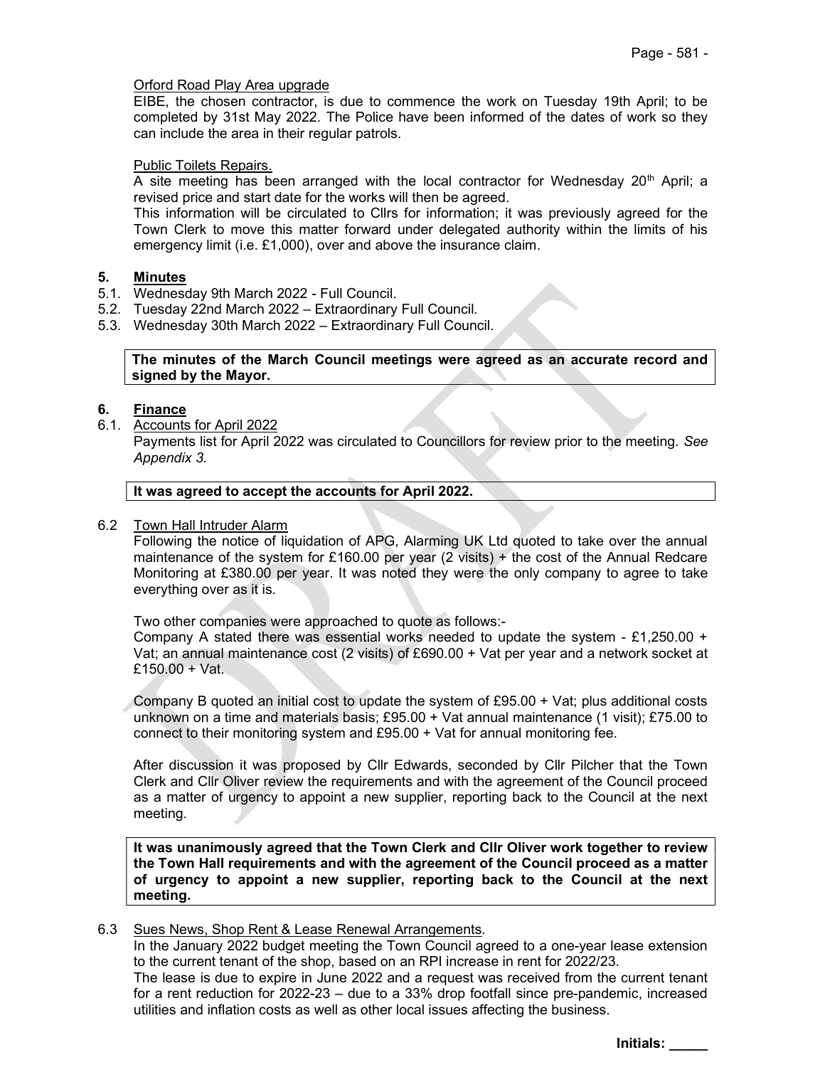Orford Road Play Area upgrade

EIBE, the chosen contractor, is due to commence the work on Tuesday 19th April; to be completed by 31st May 2022. The Police have been informed of the dates of work so they can include the area in their regular patrols.

Public Toilets Repairs.

A site meeting has been arranged with the local contractor for Wednesday 20th April; a revised price and start date for the works will then be agreed.

This information will be circulated to Cllrs for information; it was previously agreed for the Town Clerk to move this matter forward under delegated authority within the limits of his emergency limit (i.e. £1,000), over and above the insurance claim.

## 5. Minutes

5.1. Wednesday 9th March 2022 - Full Council.
5.2. Tuesday 22nd March 2022 – Extraordinary Full Council.
5.3. Wednesday 30th March 2022 – Extraordinary Full Council.

**The minutes of the March Council meetings were agreed as an accurate record and signed by the Mayor.**

## 6. Finance

6.1. Accounts for April 2022

Payments list for April 2022 was circulated to Councillors for review prior to the meeting. *See Appendix 3.*

**It was agreed to accept the accounts for April 2022.**

6.2 Town Hall Intruder Alarm

Following the notice of liquidation of APG, Alarming UK Ltd quoted to take over the annual maintenance of the system for £160.00 per year (2 visits) + the cost of the Annual Redcare Monitoring at £380.00 per year. It was noted they were the only company to agree to take everything over as it is.

Two other companies were approached to quote as follows:-

Company A stated there was essential works needed to update the system - £1,250.00 + Vat; an annual maintenance cost (2 visits) of £690.00 + Vat per year and a network socket at £150.00 + Vat.

Company B quoted an initial cost to update the system of £95.00 + Vat; plus additional costs unknown on a time and materials basis; £95.00 + Vat annual maintenance (1 visit); £75.00 to connect to their monitoring system and £95.00 + Vat for annual monitoring fee.

After discussion it was proposed by Cllr Edwards, seconded by Cllr Pilcher that the Town Clerk and Cllr Oliver review the requirements and with the agreement of the Council proceed as a matter of urgency to appoint a new supplier, reporting back to the Council at the next meeting.

**It was unanimously agreed that the Town Clerk and Cllr Oliver work together to review the Town Hall requirements and with the agreement of the Council proceed as a matter of urgency to appoint a new supplier, reporting back to the Council at the next meeting.**

6.3 Sues News, Shop Rent & Lease Renewal Arrangements.

In the January 2022 budget meeting the Town Council agreed to a one-year lease extension to the current tenant of the shop, based on an RPI increase in rent for 2022/23.

The lease is due to expire in June 2022 and a request was received from the current tenant for a rent reduction for 2022-23 – due to a 33% drop footfall since pre-pandemic, increased utilities and inflation costs as well as other local issues affecting the business.

Initials: _____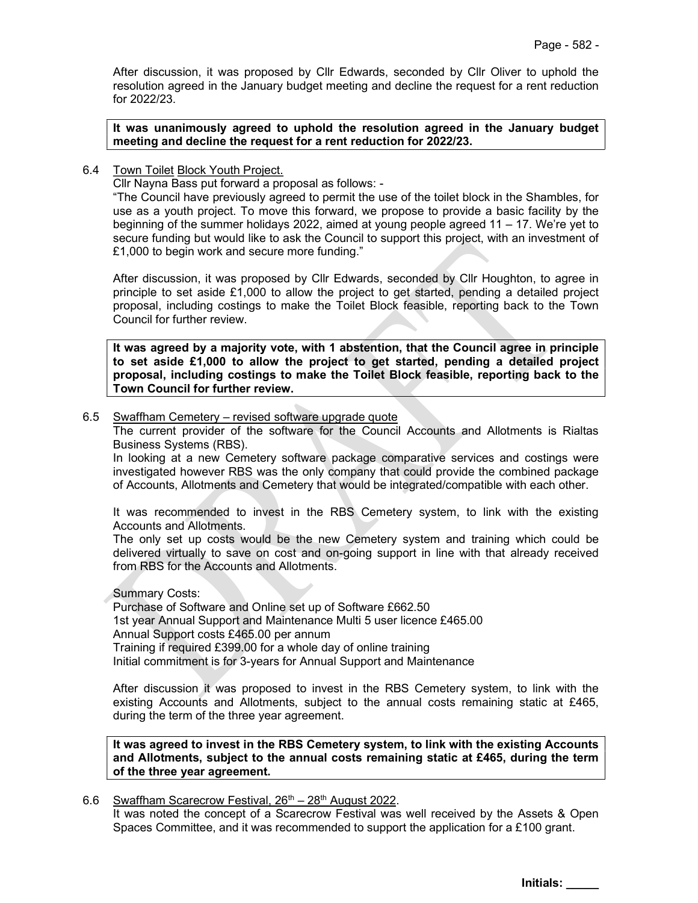After discussion, it was proposed by Cllr Edwards, seconded by Cllr Oliver to uphold the resolution agreed in the January budget meeting and decline the request for a rent reduction for 2022/23.

**It was unanimously agreed to uphold the resolution agreed in the January budget meeting and decline the request for a rent reduction for 2022/23.**

6.4 Town Toilet Block Youth Project.

Cllr Nayna Bass put forward a proposal as follows: -

"The Council have previously agreed to permit the use of the toilet block in the Shambles, for use as a youth project. To move this forward, we propose to provide a basic facility by the beginning of the summer holidays 2022, aimed at young people agreed 11 – 17. We're yet to secure funding but would like to ask the Council to support this project, with an investment of £1,000 to begin work and secure more funding."

After discussion, it was proposed by Cllr Edwards, seconded by Cllr Houghton, to agree in principle to set aside £1,000 to allow the project to get started, pending a detailed project proposal, including costings to make the Toilet Block feasible, reporting back to the Town Council for further review.

**It was agreed by a majority vote, with 1 abstention, that the Council agree in principle to set aside £1,000 to allow the project to get started, pending a detailed project proposal, including costings to make the Toilet Block feasible, reporting back to the Town Council for further review.**

6.5 Swaffham Cemetery – revised software upgrade quote

The current provider of the software for the Council Accounts and Allotments is Rialtas Business Systems (RBS).

In looking at a new Cemetery software package comparative services and costings were investigated however RBS was the only company that could provide the combined package of Accounts, Allotments and Cemetery that would be integrated/compatible with each other.

It was recommended to invest in the RBS Cemetery system, to link with the existing Accounts and Allotments.

The only set up costs would be the new Cemetery system and training which could be delivered virtually to save on cost and on-going support in line with that already received from RBS for the Accounts and Allotments.

Summary Costs:

Purchase of Software and Online set up of Software £662.50
1st year Annual Support and Maintenance Multi 5 user licence £465.00
Annual Support costs £465.00 per annum
Training if required £399.00 for a whole day of online training
Initial commitment is for 3-years for Annual Support and Maintenance

After discussion it was proposed to invest in the RBS Cemetery system, to link with the existing Accounts and Allotments, subject to the annual costs remaining static at £465, during the term of the three year agreement.

**It was agreed to invest in the RBS Cemetery system, to link with the existing Accounts and Allotments, subject to the annual costs remaining static at £465, during the term of the three year agreement.**

6.6 Swaffham Scarecrow Festival, 26th – 28th August 2022.

It was noted the concept of a Scarecrow Festival was well received by the Assets & Open Spaces Committee, and it was recommended to support the application for a £100 grant.

Initials: _____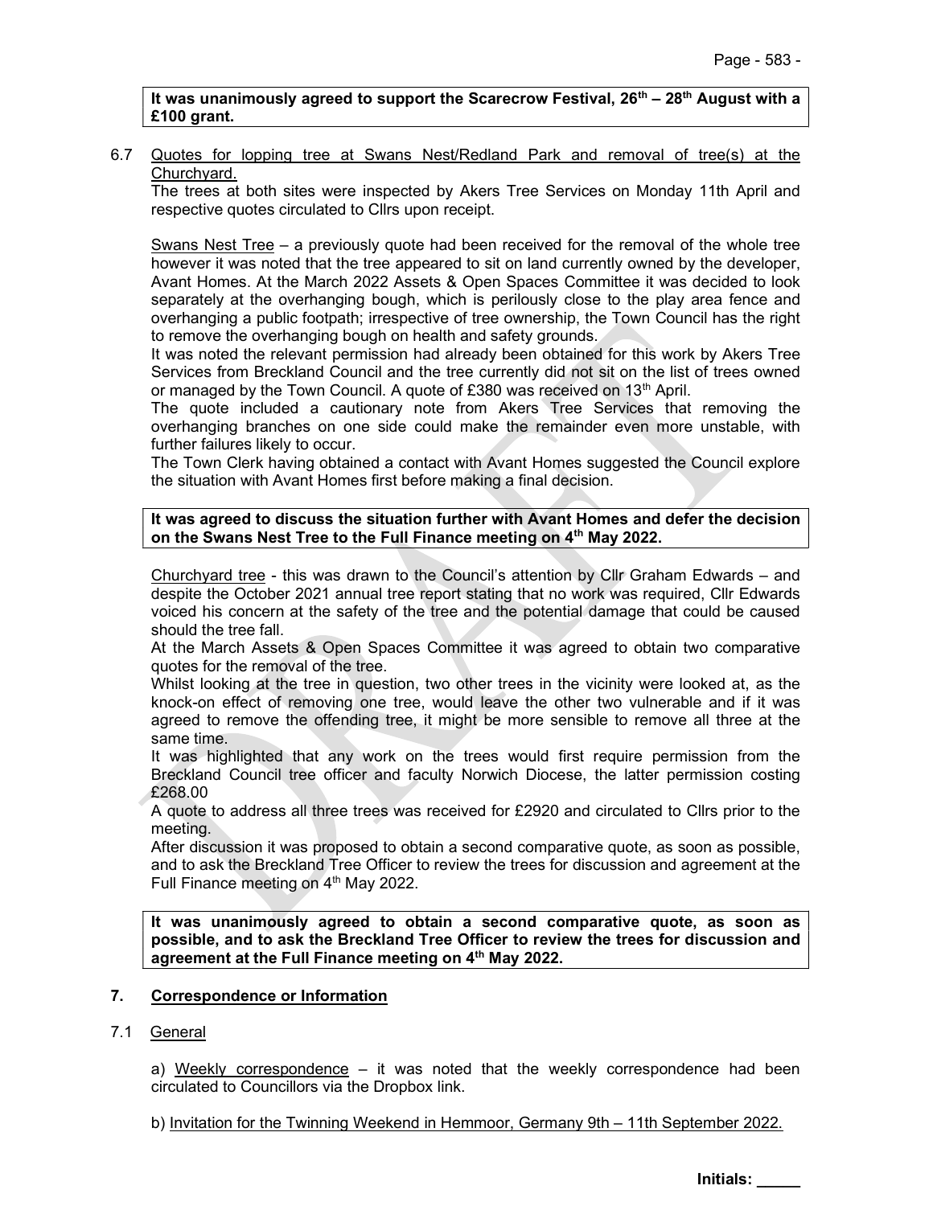**It was unanimously agreed to support the Scarecrow Festival, 26th – 28th August with a £100 grant.**

6.7 Quotes for lopping tree at Swans Nest/Redland Park and removal of tree(s) at the Churchyard.

The trees at both sites were inspected by Akers Tree Services on Monday 11th April and respective quotes circulated to Cllrs upon receipt.

Swans Nest Tree – a previously quote had been received for the removal of the whole tree however it was noted that the tree appeared to sit on land currently owned by the developer, Avant Homes. At the March 2022 Assets & Open Spaces Committee it was decided to look separately at the overhanging bough, which is perilously close to the play area fence and overhanging a public footpath; irrespective of tree ownership, the Town Council has the right to remove the overhanging bough on health and safety grounds.

It was noted the relevant permission had already been obtained for this work by Akers Tree Services from Breckland Council and the tree currently did not sit on the list of trees owned or managed by the Town Council. A quote of £380 was received on 13th April.

The quote included a cautionary note from Akers Tree Services that removing the overhanging branches on one side could make the remainder even more unstable, with further failures likely to occur.

The Town Clerk having obtained a contact with Avant Homes suggested the Council explore the situation with Avant Homes first before making a final decision.

**It was agreed to discuss the situation further with Avant Homes and defer the decision on the Swans Nest Tree to the Full Finance meeting on 4th May 2022.**

Churchyard tree - this was drawn to the Council's attention by Cllr Graham Edwards – and despite the October 2021 annual tree report stating that no work was required, Cllr Edwards voiced his concern at the safety of the tree and the potential damage that could be caused should the tree fall.

At the March Assets & Open Spaces Committee it was agreed to obtain two comparative quotes for the removal of the tree.

Whilst looking at the tree in question, two other trees in the vicinity were looked at, as the knock-on effect of removing one tree, would leave the other two vulnerable and if it was agreed to remove the offending tree, it might be more sensible to remove all three at the same time.

It was highlighted that any work on the trees would first require permission from the Breckland Council tree officer and faculty Norwich Diocese, the latter permission costing £268.00

A quote to address all three trees was received for £2920 and circulated to Cllrs prior to the meeting.

After discussion it was proposed to obtain a second comparative quote, as soon as possible, and to ask the Breckland Tree Officer to review the trees for discussion and agreement at the Full Finance meeting on 4th May 2022.

**It was unanimously agreed to obtain a second comparative quote, as soon as possible, and to ask the Breckland Tree Officer to review the trees for discussion and agreement at the Full Finance meeting on 4th May 2022.**

## 7. Correspondence or Information

7.1 General

a) Weekly correspondence – it was noted that the weekly correspondence had been circulated to Councillors via the Dropbox link.

b) Invitation for the Twinning Weekend in Hemmoor, Germany 9th – 11th September 2022.

Initials: _____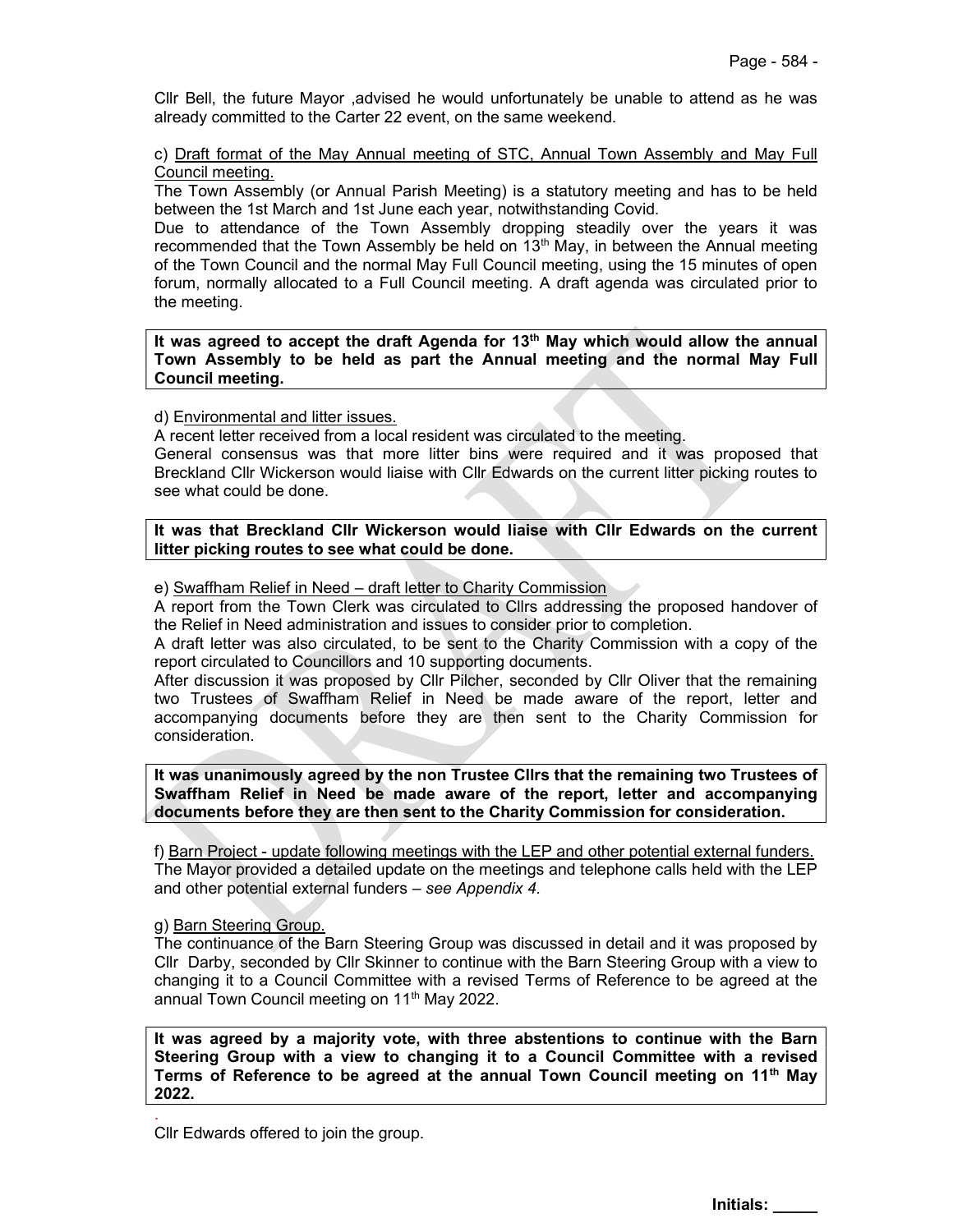Cllr Bell, the future Mayor ,advised he would unfortunately be unable to attend as he was already committed to the Carter 22 event, on the same weekend.

c) Draft format of the May Annual meeting of STC, Annual Town Assembly and May Full Council meeting.

The Town Assembly (or Annual Parish Meeting) is a statutory meeting and has to be held between the 1st March and 1st June each year, notwithstanding Covid.

Due to attendance of the Town Assembly dropping steadily over the years it was recommended that the Town Assembly be held on 13th May, in between the Annual meeting of the Town Council and the normal May Full Council meeting, using the 15 minutes of open forum, normally allocated to a Full Council meeting. A draft agenda was circulated prior to the meeting.

**It was agreed to accept the draft Agenda for 13th May which would allow the annual Town Assembly to be held as part the Annual meeting and the normal May Full Council meeting.**

d) Environmental and litter issues.

A recent letter received from a local resident was circulated to the meeting.

General consensus was that more litter bins were required and it was proposed that Breckland Cllr Wickerson would liaise with Cllr Edwards on the current litter picking routes to see what could be done.

**It was that Breckland Cllr Wickerson would liaise with Cllr Edwards on the current litter picking routes to see what could be done.**

e) Swaffham Relief in Need – draft letter to Charity Commission

A report from the Town Clerk was circulated to Cllrs addressing the proposed handover of the Relief in Need administration and issues to consider prior to completion.

A draft letter was also circulated, to be sent to the Charity Commission with a copy of the report circulated to Councillors and 10 supporting documents.

After discussion it was proposed by Cllr Pilcher, seconded by Cllr Oliver that the remaining two Trustees of Swaffham Relief in Need be made aware of the report, letter and accompanying documents before they are then sent to the Charity Commission for consideration.

**It was unanimously agreed by the non Trustee Cllrs that the remaining two Trustees of Swaffham Relief in Need be made aware of the report, letter and accompanying documents before they are then sent to the Charity Commission for consideration.**

f) Barn Project - update following meetings with the LEP and other potential external funders.

The Mayor provided a detailed update on the meetings and telephone calls held with the LEP and other potential external funders – *see Appendix 4.*

g) Barn Steering Group.

The continuance of the Barn Steering Group was discussed in detail and it was proposed by Cllr Darby, seconded by Cllr Skinner to continue with the Barn Steering Group with a view to changing it to a Council Committee with a revised Terms of Reference to be agreed at the annual Town Council meeting on 11th May 2022.

**It was agreed by a majority vote, with three abstentions to continue with the Barn Steering Group with a view to changing it to a Council Committee with a revised Terms of Reference to be agreed at the annual Town Council meeting on 11th May 2022.**

.

Cllr Edwards offered to join the group.

**Initials: _____**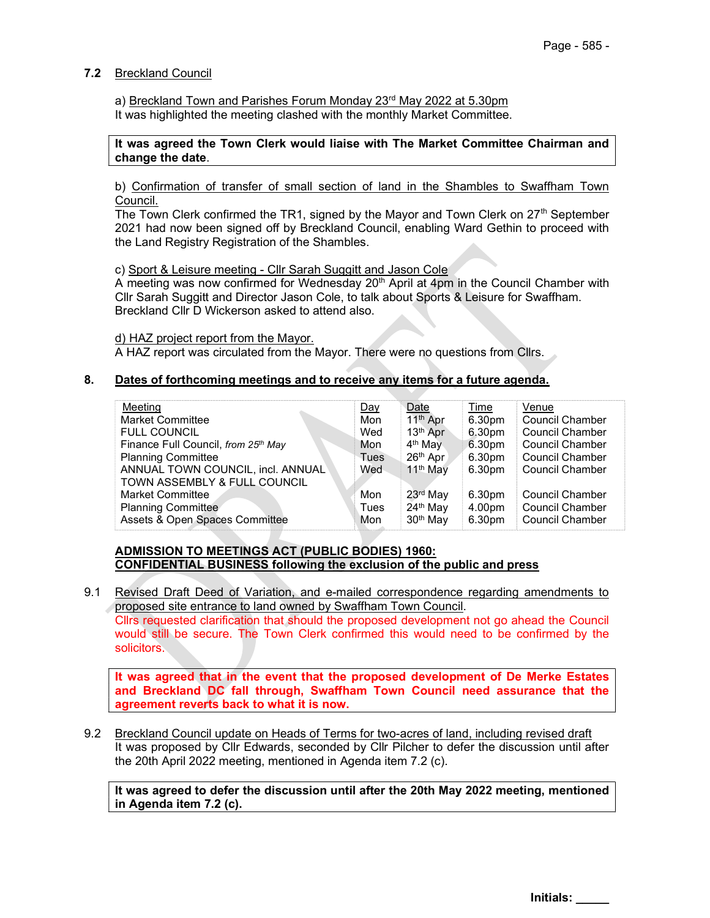## 7.2 Breckland Council

a) Breckland Town and Parishes Forum Monday 23rd May 2022 at 5.30pm
It was highlighted the meeting clashed with the monthly Market Committee.

**It was agreed the Town Clerk would liaise with The Market Committee Chairman and change the date**.

b) Confirmation of transfer of small section of land in the Shambles to Swaffham Town Council.
The Town Clerk confirmed the TR1, signed by the Mayor and Town Clerk on 27th September 2021 had now been signed off by Breckland Council, enabling Ward Gethin to proceed with the Land Registry Registration of the Shambles.

c) Sport & Leisure meeting - Cllr Sarah Suggitt and Jason Cole
A meeting was now confirmed for Wednesday 20th April at 4pm in the Council Chamber with Cllr Sarah Suggitt and Director Jason Cole, to talk about Sports & Leisure for Swaffham. Breckland Cllr D Wickerson asked to attend also.

d) HAZ project report from the Mayor.
A HAZ report was circulated from the Mayor. There were no questions from Cllrs.

## 8. Dates of forthcoming meetings and to receive any items for a future agenda.

| Meeting | Day | Date | Time | Venue |
|---|---|---|---|---|
| Market Committee | Mon | 11th Apr | 6.30pm | Council Chamber |
| FULL COUNCIL | Wed | 13th Apr | 6.30pm | Council Chamber |
| Finance Full Council, *from 25th May* | Mon | 4th May | 6.30pm | Council Chamber |
| Planning Committee | Tues | 26th Apr | 6.30pm | Council Chamber |
| ANNUAL TOWN COUNCIL, incl. ANNUAL TOWN ASSEMBLY & FULL COUNCIL | Wed | 11th May | 6.30pm | Council Chamber |
| Market Committee | Mon | 23rd May | 6.30pm | Council Chamber |
| Planning Committee | Tues | 24th May | 4.00pm | Council Chamber |
| Assets & Open Spaces Committee | Mon | 30th May | 6.30pm | Council Chamber |

**ADMISSION TO MEETINGS ACT (PUBLIC BODIES) 1960:**
**CONFIDENTIAL BUSINESS following the exclusion of the public and press**

9.1 Revised Draft Deed of Variation, and e-mailed correspondence regarding amendments to proposed site entrance to land owned by Swaffham Town Council.
Cllrs requested clarification that should the proposed development not go ahead the Council would still be secure. The Town Clerk confirmed this would need to be confirmed by the solicitors.

**It was agreed that in the event that the proposed development of De Merke Estates and Breckland DC fall through, Swaffham Town Council need assurance that the agreement reverts back to what it is now.**

9.2 Breckland Council update on Heads of Terms for two-acres of land, including revised draft
It was proposed by Cllr Edwards, seconded by Cllr Pilcher to defer the discussion until after the 20th April 2022 meeting, mentioned in Agenda item 7.2 (c).

**It was agreed to defer the discussion until after the 20th May 2022 meeting, mentioned in Agenda item 7.2 (c).**

Initials: _____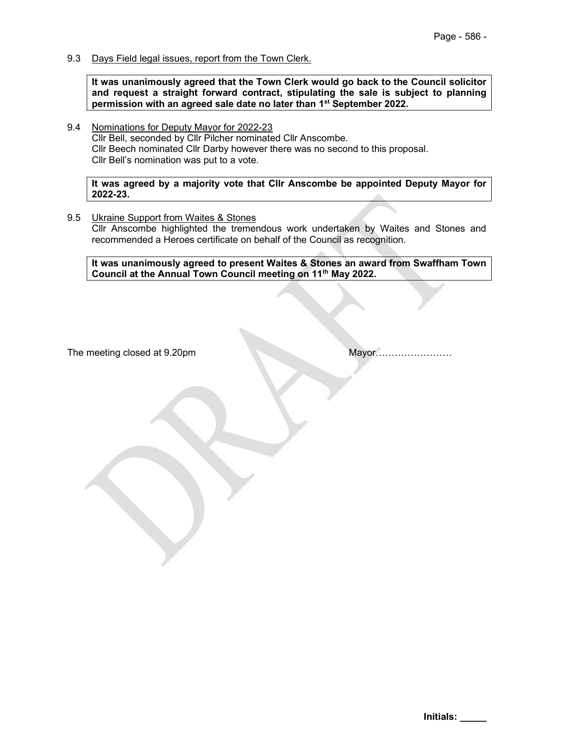9.3 Days Field legal issues, report from the Town Clerk.

**It was unanimously agreed that the Town Clerk would go back to the Council solicitor and request a straight forward contract, stipulating the sale is subject to planning permission with an agreed sale date no later than 1st September 2022.**

9.4 Nominations for Deputy Mayor for 2022-23

Cllr Bell, seconded by Cllr Pilcher nominated Cllr Anscombe.
Cllr Beech nominated Cllr Darby however there was no second to this proposal.
Cllr Bell's nomination was put to a vote.

**It was agreed by a majority vote that Cllr Anscombe be appointed Deputy Mayor for 2022-23.**

9.5 Ukraine Support from Waites & Stones

Cllr Anscombe highlighted the tremendous work undertaken by Waites and Stones and recommended a Heroes certificate on behalf of the Council as recognition.

**It was unanimously agreed to present Waites & Stones an award from Swaffham Town Council at the Annual Town Council meeting on 11th May 2022.**

The meeting closed at 9.20pm

Mayor……………………

DRAFT

**Initials: _____**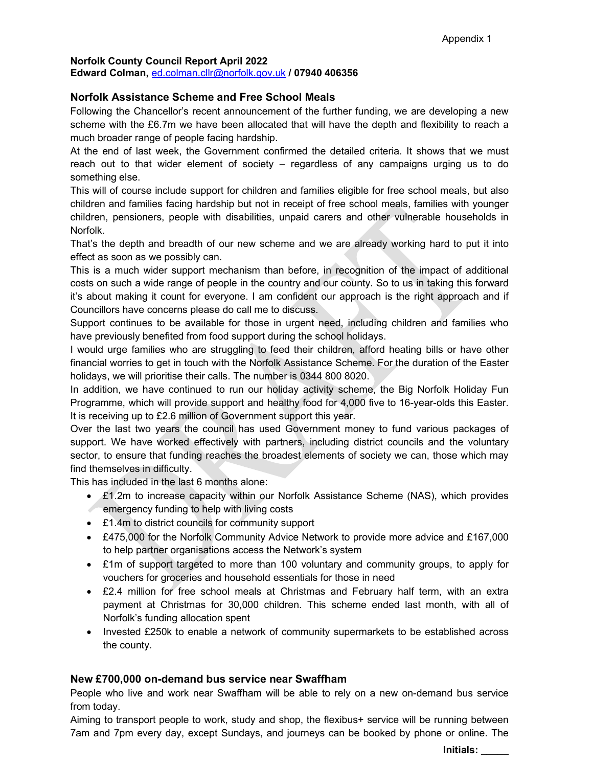Appendix 1

**Norfolk County Council Report April 2022**
**Edward Colman, ed.colman.cllr@norfolk.gov.uk / 07940 406356**

## Norfolk Assistance Scheme and Free School Meals

Following the Chancellor's recent announcement of the further funding, we are developing a new scheme with the £6.7m we have been allocated that will have the depth and flexibility to reach a much broader range of people facing hardship.

At the end of last week, the Government confirmed the detailed criteria. It shows that we must reach out to that wider element of society – regardless of any campaigns urging us to do something else.

This will of course include support for children and families eligible for free school meals, but also children and families facing hardship but not in receipt of free school meals, families with younger children, pensioners, people with disabilities, unpaid carers and other vulnerable households in Norfolk.

That's the depth and breadth of our new scheme and we are already working hard to put it into effect as soon as we possibly can.

This is a much wider support mechanism than before, in recognition of the impact of additional costs on such a wide range of people in the country and our county. So to us in taking this forward it's about making it count for everyone. I am confident our approach is the right approach and if Councillors have concerns please do call me to discuss.

Support continues to be available for those in urgent need, including children and families who have previously benefited from food support during the school holidays.

I would urge families who are struggling to feed their children, afford heating bills or have other financial worries to get in touch with the Norfolk Assistance Scheme. For the duration of the Easter holidays, we will prioritise their calls. The number is 0344 800 8020.

In addition, we have continued to run our holiday activity scheme, the Big Norfolk Holiday Fun Programme, which will provide support and healthy food for 4,000 five to 16-year-olds this Easter. It is receiving up to £2.6 million of Government support this year.

Over the last two years the council has used Government money to fund various packages of support. We have worked effectively with partners, including district councils and the voluntary sector, to ensure that funding reaches the broadest elements of society we can, those which may find themselves in difficulty.

This has included in the last 6 months alone:

- £1.2m to increase capacity within our Norfolk Assistance Scheme (NAS), which provides emergency funding to help with living costs
- £1.4m to district councils for community support
- £475,000 for the Norfolk Community Advice Network to provide more advice and £167,000 to help partner organisations access the Network's system
- £1m of support targeted to more than 100 voluntary and community groups, to apply for vouchers for groceries and household essentials for those in need
- £2.4 million for free school meals at Christmas and February half term, with an extra payment at Christmas for 30,000 children. This scheme ended last month, with all of Norfolk's funding allocation spent
- Invested £250k to enable a network of community supermarkets to be established across the county.

## New £700,000 on-demand bus service near Swaffham

People who live and work near Swaffham will be able to rely on a new on-demand bus service from today.

Aiming to transport people to work, study and shop, the flexibus+ service will be running between 7am and 7pm every day, except Sundays, and journeys can be booked by phone or online. The

**Initials: _____**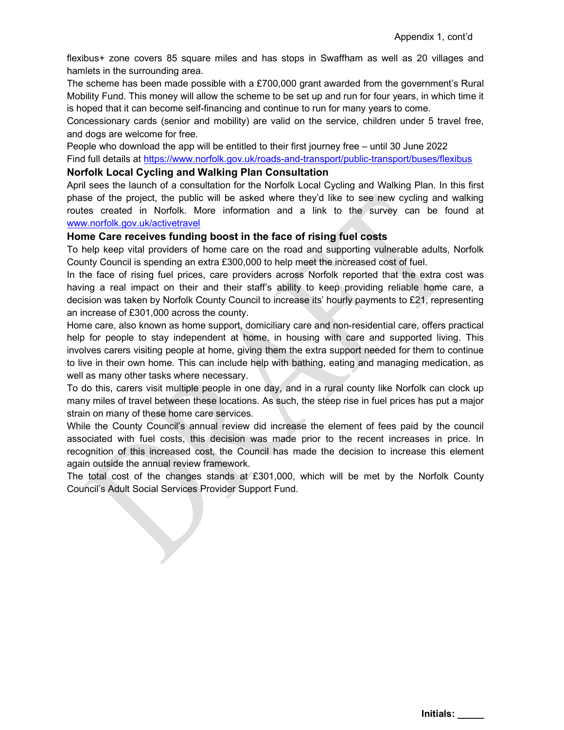flexibus+ zone covers 85 square miles and has stops in Swaffham as well as 20 villages and hamlets in the surrounding area.

The scheme has been made possible with a £700,000 grant awarded from the government's Rural Mobility Fund. This money will allow the scheme to be set up and run for four years, in which time it is hoped that it can become self-financing and continue to run for many years to come.

Concessionary cards (senior and mobility) are valid on the service, children under 5 travel free, and dogs are welcome for free.

People who download the app will be entitled to their first journey free – until 30 June 2022

Find full details at https://www.norfolk.gov.uk/roads-and-transport/public-transport/buses/flexibus

### Norfolk Local Cycling and Walking Plan Consultation

April sees the launch of a consultation for the Norfolk Local Cycling and Walking Plan. In this first phase of the project, the public will be asked where they'd like to see new cycling and walking routes created in Norfolk. More information and a link to the survey can be found at www.norfolk.gov.uk/activetravel

### Home Care receives funding boost in the face of rising fuel costs

To help keep vital providers of home care on the road and supporting vulnerable adults, Norfolk County Council is spending an extra £300,000 to help meet the increased cost of fuel.

In the face of rising fuel prices, care providers across Norfolk reported that the extra cost was having a real impact on their and their staff's ability to keep providing reliable home care, a decision was taken by Norfolk County Council to increase its' hourly payments to £21, representing an increase of £301,000 across the county.

Home care, also known as home support, domiciliary care and non-residential care, offers practical help for people to stay independent at home, in housing with care and supported living. This involves carers visiting people at home, giving them the extra support needed for them to continue to live in their own home. This can include help with bathing, eating and managing medication, as well as many other tasks where necessary.

To do this, carers visit multiple people in one day, and in a rural county like Norfolk can clock up many miles of travel between these locations. As such, the steep rise in fuel prices has put a major strain on many of these home care services.

While the County Council's annual review did increase the element of fees paid by the council associated with fuel costs, this decision was made prior to the recent increases in price. In recognition of this increased cost, the Council has made the decision to increase this element again outside the annual review framework.

The total cost of the changes stands at £301,000, which will be met by the Norfolk County Council's Adult Social Services Provider Support Fund.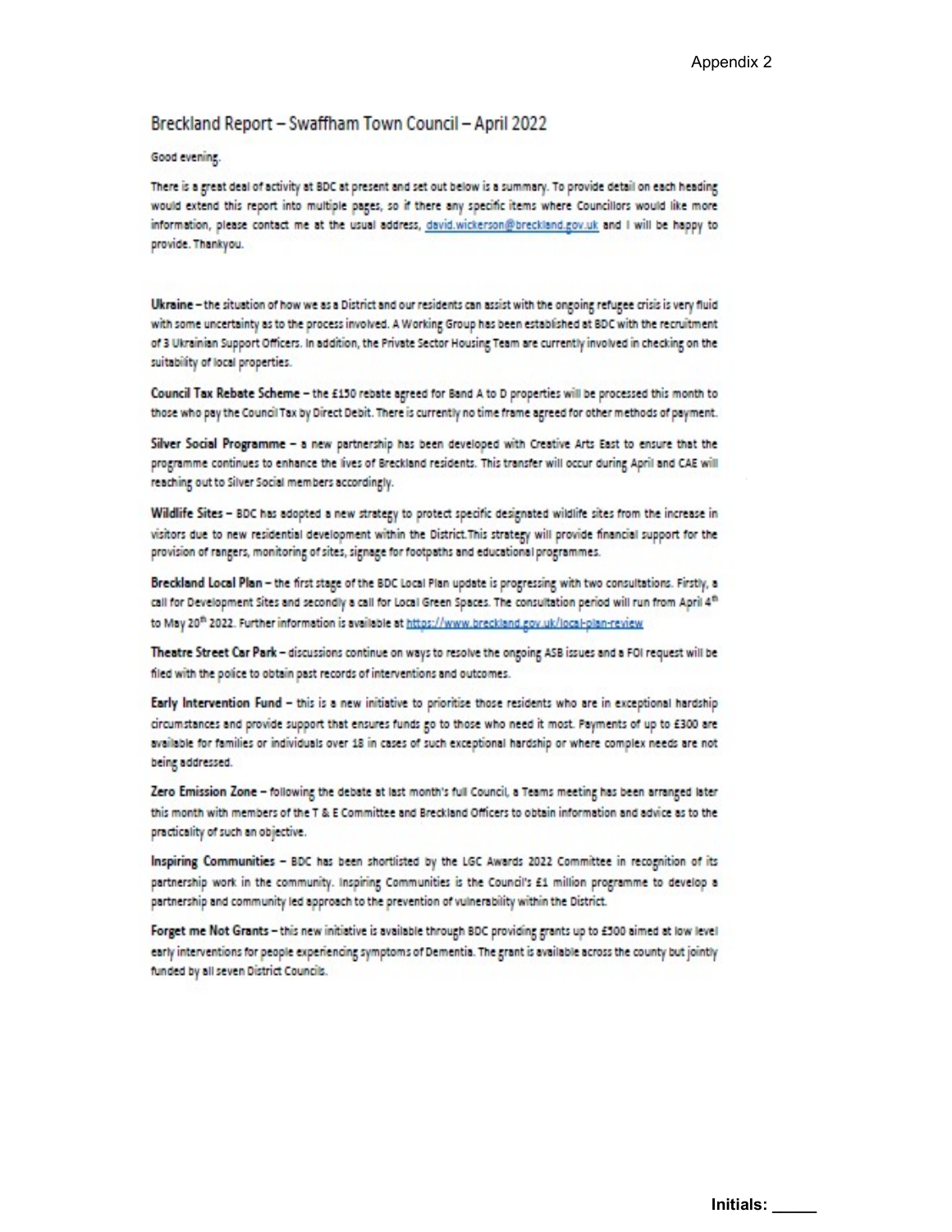Appendix 2

## Breckland Report – Swaffham Town Council – April 2022

Good evening.

There is a great deal of activity at BDC at present and set out below is a summary. To provide detail on each heading would extend this report into multiple pages, so if there any specific items where Councillors would like more information, please contact me at the usual address, david.wickerson@breckland.gov.uk and I will be happy to provide. Thankyou.

**Ukraine** – the situation of how we as a District and our residents can assist with the ongoing refugee crisis is very fluid with some uncertainty as to the process involved. A Working Group has been established at BDC with the recruitment of 3 Ukrainian Support Officers. In addition, the Private Sector Housing Team are currently involved in checking on the suitability of local properties.

**Council Tax Rebate Scheme** – the £150 rebate agreed for Band A to D properties will be processed this month to those who pay the Council Tax by Direct Debit. There is currently no time frame agreed for other methods of payment.

**Silver Social Programme** – a new partnership has been developed with Creative Arts East to ensure that the programme continues to enhance the lives of Breckland residents. This transfer will occur during April and CAE will reaching out to Silver Social members accordingly.

**Wildlife Sites** – BDC has adopted a new strategy to protect specific designated wildlife sites from the increase in visitors due to new residential development within the District. This strategy will provide financial support for the provision of rangers, monitoring of sites, signage for footpaths and educational programmes.

**Breckland Local Plan** – the first stage of the BDC Local Plan update is progressing with two consultations. Firstly, a call for Development Sites and secondly a call for Local Green Spaces. The consultation period will run from April 4th to May 20th 2022. Further information is available at https://www.breckland.gov.uk/local-plan-review

**Theatre Street Car Park** – discussions continue on ways to resolve the ongoing ASB issues and a FOI request will be filed with the police to obtain past records of interventions and outcomes.

**Early Intervention Fund** – this is a new initiative to prioritise those residents who are in exceptional hardship circumstances and provide support that ensures funds go to those who need it most. Payments of up to £300 are available for families or individuals over 18 in cases of such exceptional hardship or where complex needs are not being addressed.

**Zero Emission Zone** – following the debate at last month's full Council, a Teams meeting has been arranged later this month with members of the T & E Committee and Breckland Officers to obtain information and advice as to the practicality of such an objective.

**Inspiring Communities** – BDC has been shortlisted by the LGC Awards 2022 Committee in recognition of its partnership work in the community. Inspiring Communities is the Council's £1 million programme to develop a partnership and community led approach to the prevention of vulnerability within the District.

**Forget me Not Grants** – this new initiative is available through BDC providing grants up to £500 aimed at low level early interventions for people experiencing symptoms of Dementia. The grant is available across the county but jointly funded by all seven District Councils.

Initials: _____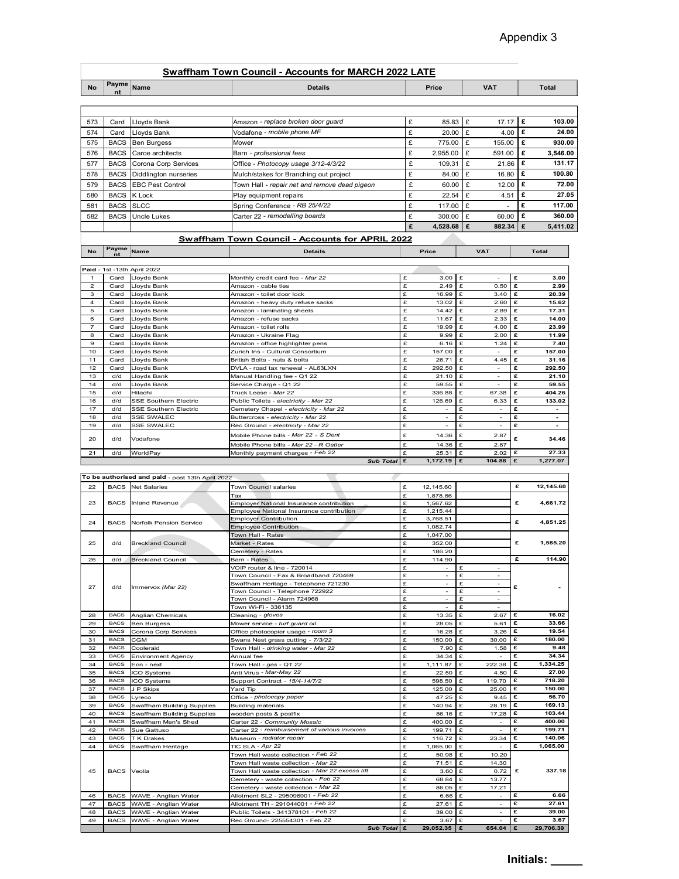Appendix 3

## Swaffham Town Council - Accounts for MARCH 2022 LATE

| No | Payment | Name | Details | Price | VAT | Total |
|---|---|---|---|---|---|---|
| 573 | Card | Lloyds Bank | Amazon - *replace broken door guard* | £ 85.83 | £ 17.17 | £ 103.00 |
| 574 | Card | Lloyds Bank | Vodafone - *mobile phone MF* | £ 20.00 | £ 4.00 | £ 24.00 |
| 575 | BACS | Ben Burgess | Mower | £ 775.00 | £ 155.00 | £ 930.00 |
| 576 | BACS | Caroe architects | Barn - *professional fees* | £ 2,955.00 | £ 591.00 | £ 3,546.00 |
| 577 | BACS | Corona Corp Services | Office - *Photocopy usage 3/12-4/3/22* | £ 109.31 | £ 21.86 | £ 131.17 |
| 578 | BACS | Diddlington nurseries | Mulch/stakes for Branching out project | £ 84.00 | £ 16.80 | £ 100.80 |
| 579 | BACS | EBC Pest Control | Town Hall - *repair net and remove dead pigeon* | £ 60.00 | £ 12.00 | £ 72.00 |
| 580 | BACS | K Lock | Play equipment repairs | £ 22.54 | £ 4.51 | £ 27.05 |
| 581 | BACS | SLCC | Spring Conference - *RB 25/4/22* | £ 117.00 | £ - | £ 117.00 |
| 582 | BACS | Uncle Lukes | Carter 22 - *remodelling boards* | £ 300.00 | £ 60.00 | £ 360.00 |
| | | | | **£ 4,528.68** | **£ 882.34** | **£ 5,411.02** |

## Swaffham Town Council - Accounts for APRIL 2022

| No | Payment | Name | Details | Price | VAT | Total |
|---|---|---|---|---|---|---|
| **Paid** - 1st -13th April 2022 | | | | | | |
| 1 | Card | Lloyds Bank | Monthly credit card fee - *Mar 22* | £ 3.00 | £ - | £ 3.00 |
| 2 | Card | Lloyds Bank | Amazon - cable ties | £ 2.49 | £ 0.50 | £ 2.99 |
| 3 | Card | Lloyds Bank | Amazon - toilet door lock | £ 16.99 | £ 3.40 | £ 20.39 |
| 4 | Card | Lloyds Bank | Amazon - heavy duty refuse sacks | £ 13.02 | £ 2.60 | £ 15.62 |
| 5 | Card | Lloyds Bank | Amazon - laminating sheets | £ 14.42 | £ 2.89 | £ 17.31 |
| 6 | Card | Lloyds Bank | Amazon - refuse sacks | £ 11.67 | £ 2.33 | £ 14.00 |
| 7 | Card | Lloyds Bank | Amazon - toilet rolls | £ 19.99 | £ 4.00 | £ 23.99 |
| 8 | Card | Lloyds Bank | Amazon - Ukraine Flag | £ 9.99 | £ 2.00 | £ 11.99 |
| 9 | Card | Lloyds Bank | Amazon - office highlighter pens | £ 6.16 | £ 1.24 | £ 7.40 |
| 10 | Card | Lloyds Bank | Zurich Ins - Cultural Consortium | £ 157.00 | £ - | £ 157.00 |
| 11 | Card | Lloyds Bank | British Bolts - nuts & bolts | £ 26.71 | £ 4.45 | £ 31.16 |
| 12 | Card | Lloyds Bank | DVLA - road tax renewal - AL63LXN | £ 292.50 | £ - | £ 292.50 |
| 13 | d/d | Lloyds Bank | Manual Handling fee - Q1 22 | £ 21.10 | £ - | £ 21.10 |
| 14 | d/d | Lloyds Bank | Service Charge - Q1 22 | £ 59.55 | £ - | £ 59.55 |
| 15 | d/d | Hitachi | Truck Lease - *Mar 22* | £ 336.88 | £ 67.38 | £ 404.26 |
| 16 | d/d | SSE Southern Electric | Public Toilets - *electricity - Mar 22* | £ 126.69 | £ 6.33 | £ 133.02 |
| 17 | d/d | SSE Southern Electric | Cemetery Chapel - *electricity - Mar 22* | £ - | £ - | £ - |
| 18 | d/d | SSE SWALEC | Buttercross - *electricity - Mar 22* | £ - | £ - | £ - |
| 19 | d/d | SSE SWALEC | Rec Ground - *electricity - Mar 22* | £ - | £ - | £ - |
| 20 | d/d | Vodafone | Mobile Phone bills - *Mar 22 - S Dent* | £ 14.36 | £ 2.87 | £ 34.46 |
| | | | Mobile Phone bills - *Mar 22 - R Ostler* | £ 14.36 | £ 2.87 | |
| 21 | d/d | WorldPay | Monthly payment charges - *Feb 22* | £ 25.31 | £ 2.02 | £ 27.33 |
| | | | **Sub Total** | **£ 1,172.19** | **£ 104.88** | **£ 1,277.07** |
| **To be authorised and paid** - post 13th April 2022 | | | | | | |
| 22 | BACS | Net Salaries | Town Council salaries | £ 12,145.60 | | £ 12,145.60 |
| 23 | BACS | Inland Revenue | Tax | £ 1,878.66 | | £ 4,661.72 |
| | | | Employer National Insurance contribution | £ 1,567.62 | | |
| | | | Employee National Insurance contribution | £ 1,215.44 | | |
| 24 | BACS | Norfolk Pension Service | Employer Contribution | £ 3,768.51 | | £ 4,851.25 |
| | | | Employee Contribution | £ 1,082.74 | | |
| 25 | d/d | Breckland Council | Town Hall - Rates | £ 1,047.00 | | £ 1,585.20 |
| | | | Market - Rates | £ 352.00 | | |
| | | | Cemetery - Rates | £ 186.20 | | |
| 26 | d/d | Breckland Council | Barn - Rates | £ 114.90 | | £ 114.90 |
| 27 | d/d | Immervox *(Mar 22)* | VOIP router & line - 720014 | £ - | £ - | £ - |
| | | | Town Council - Fax & Broadband 720469 | £ - | £ - | |
| | | | Swaffham Heritage - Telephone 721230 | £ - | £ - | |
| | | | Town Council - Telephone 722922 | £ - | £ - | |
| | | | Town Council - Alarm 724968 | £ - | £ - | |
| | | | Town Wi-Fi - 336135 | £ - | £ - | |
| 28 | BACS | Anglian Chemicals | Cleaning - *gloves* | £ 13.35 | £ 2.67 | £ 16.02 |
| 29 | BACS | Ben Burgess | Mower service - *turf guard oil* | £ 28.05 | £ 5.61 | £ 33.66 |
| 30 | BACS | Corona Corp Services | Office photocopier usage - *room 3* | £ 16.28 | £ 3.26 | £ 19.54 |
| 31 | BACS | CGM | Swans Nest grass cutting - *7/3/22* | £ 150.00 | £ 30.00 | £ 180.00 |
| 32 | BACS | Cooleraid | Town Hall - *drinking water - Mar 22* | £ 7.90 | £ 1.58 | £ 9.48 |
| 33 | BACS | Environment Agency | Annual fee | £ 34.34 | £ - | £ 34.34 |
| 34 | BACS | Eon - next | Town Hall - *gas - Q1 22* | £ 1,111.87 | £ 222.38 | £ 1,334.25 |
| 35 | BACS | ICO Systems | Anti Virus - *Mar-May 22* | £ 22.50 | £ 4.50 | £ 27.00 |
| 36 | BACS | ICO Systems | Support Contract - *15/4-14/7/2* | £ 598.50 | £ 119.70 | £ 718.20 |
| 37 | BACS | J P Skips | Yard Tip | £ 125.00 | £ 25.00 | £ 150.00 |
| 38 | BACS | Lyreco | Office - *photocopy paper* | £ 47.25 | £ 9.45 | £ 56.70 |
| 39 | BACS | Swaffham Building Supplies | Building materials | £ 140.94 | £ 28.19 | £ 169.13 |
| 40 | BACS | Swaffham Building Supplies | wooden posts & postfix | £ 86.16 | £ 17.28 | £ 103.44 |
| 41 | BACS | Swaffham Men's Shed | Carter 22 - *Community Mosaic* | £ 400.00 | £ - | £ 400.00 |
| 42 | BACS | Sue Gattuso | Carter 22 - *reimbursement of various invoices* | £ 199.71 | £ - | £ 199.71 |
| 43 | BACS | T K Drakes | Museum - *radiator repair* | £ 116.72 | £ 23.34 | £ 140.06 |
| 44 | BACS | Swaffham Heritage | TIC SLA - *Apr 22* | £ 1,065.00 | £ - | £ 1,065.00 |
| 45 | BACS | Veolia | Town Hall waste collection - *Feb 22* | £ 50.98 | £ 10.20 | £ 337.18 |
| | | | Town Hall waste collection - *Mar 22* | £ 71.51 | £ 14.30 | |
| | | | Town Hall waste collection - *Mar 22 excess lift* | £ 3.60 | £ 0.72 | |
| | | | Cemetery - waste collection - *Feb 22* | £ 68.84 | £ 13.77 | |
| | | | Cemetery - waste collection - *Mar 22* | £ 86.05 | £ 17.21 | |
| 46 | BACS | WAVE - Anglian Water | Allotment SL2 - 295096901 - *Feb 22* | £ 6.66 | £ - | £ 6.66 |
| 47 | BACS | WAVE - Anglian Water | Allotment TH - 291044001 - *Feb 22* | £ 27.61 | £ - | £ 27.61 |
| 48 | BACS | WAVE - Anglian Water | Public Toilets - 341378101 - *Feb 22* | £ 39.00 | £ - | £ 39.00 |
| 49 | BACS | WAVE - Anglian Water | Rec Ground- 225554301 - *Feb 22* | £ 3.67 | £ - | £ 3.67 |
| | | | **Sub Total** | **£ 29,052.35** | **£ 654.04** | **£ 29,706.39** |

**Initials: \_\_\_\_\_**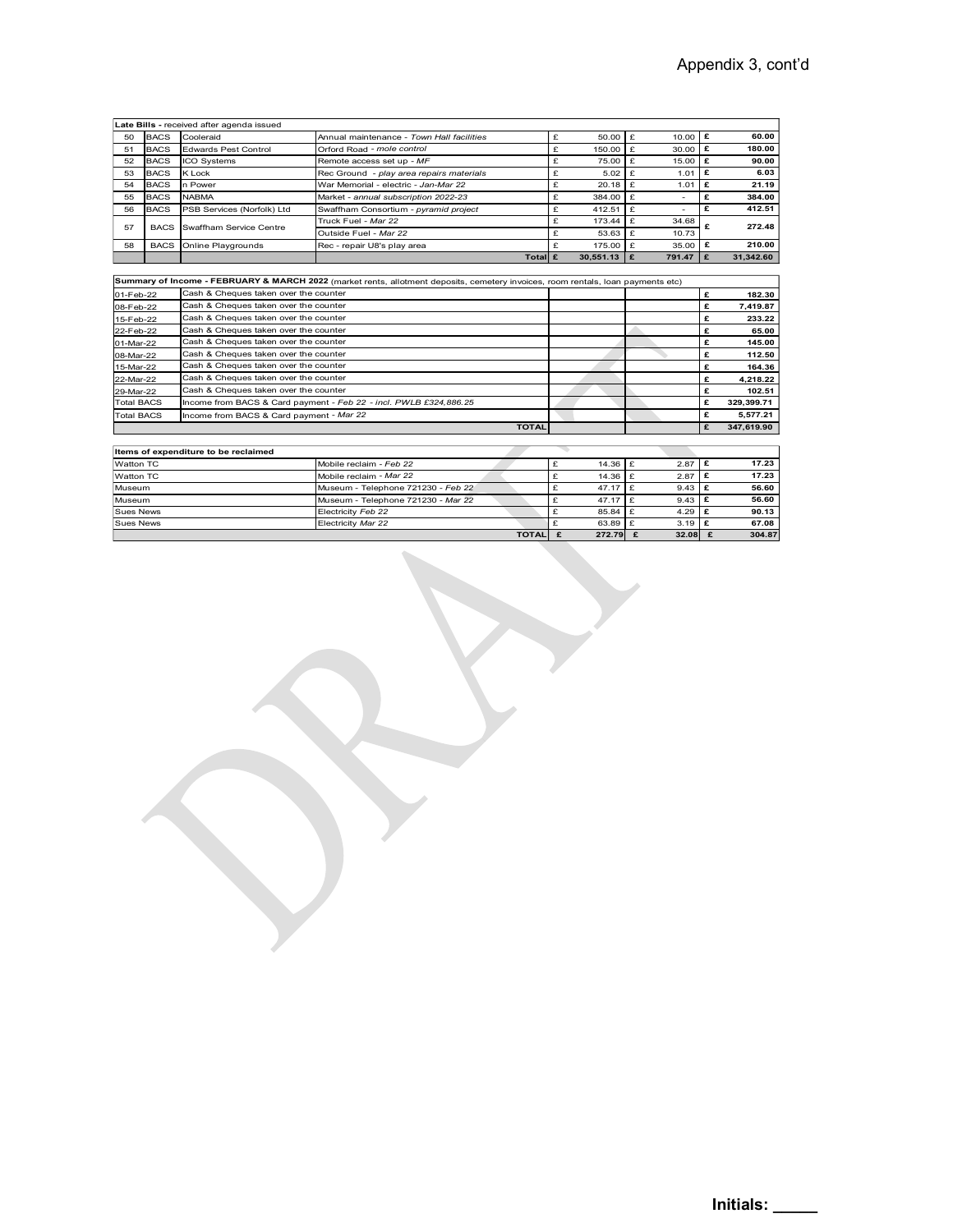Appendix 3, cont'd

| Late Bills - received after agenda issued | | | | | | |
|---|---|---|---|---|---|---|
| 50 | BACS | Cooleraid | Annual maintenance - *Town Hall facilities* | £ 50.00 | £ 10.00 | £ 60.00 |
| 51 | BACS | Edwards Pest Control | Orford Road - *mole control* | £ 150.00 | £ 30.00 | £ 180.00 |
| 52 | BACS | ICO Systems | Remote access set up - *MF* | £ 75.00 | £ 15.00 | £ 90.00 |
| 53 | BACS | K Lock | Rec Ground - *play area repairs materials* | £ 5.02 | £ 1.01 | £ 6.03 |
| 54 | BACS | n Power | War Memorial - electric - *Jan-Mar 22* | £ 20.18 | £ 1.01 | £ 21.19 |
| 55 | BACS | NABMA | Market - *annual subscription 2022-23* | £ 384.00 | £ - | £ 384.00 |
| 56 | BACS | PSB Services (Norfolk) Ltd | Swaffham Consortium - *pyramid project* | £ 412.51 | £ - | £ 412.51 |
| 57 | BACS | Swaffham Service Centre | Truck Fuel - *Mar 22* | £ 173.44 | £ 34.68 | £ 272.48 |
| | | | Outside Fuel - *Mar 22* | £ 53.63 | £ 10.73 | |
| 58 | BACS | Online Playgrounds | Rec - repair U8's play area | £ 175.00 | £ 35.00 | £ 210.00 |
| | | | Total | £ 30,551.13 | £ 791.47 | £ 31,342.60 |

| Summary of Income - FEBRUARY & MARCH 2022 (market rents, allotment deposits, cemetery invoices, room rentals, loan payments etc) | | |
|---|---|---|
| 01-Feb-22 | Cash & Cheques taken over the counter | £ 182.30 |
| 08-Feb-22 | Cash & Cheques taken over the counter | £ 7,419.87 |
| 15-Feb-22 | Cash & Cheques taken over the counter | £ 233.22 |
| 22-Feb-22 | Cash & Cheques taken over the counter | £ 65.00 |
| 01-Mar-22 | Cash & Cheques taken over the counter | £ 145.00 |
| 08-Mar-22 | Cash & Cheques taken over the counter | £ 112.50 |
| 15-Mar-22 | Cash & Cheques taken over the counter | £ 164.36 |
| 22-Mar-22 | Cash & Cheques taken over the counter | £ 4,218.22 |
| 29-Mar-22 | Cash & Cheques taken over the counter | £ 102.51 |
| Total BACS | Income from BACS & Card payment - *Feb 22 - incl. PWLB £324,886.25* | £ 329,399.71 |
| Total BACS | Income from BACS & Card payment - *Mar 22* | £ 5,577.21 |
| | TOTAL | £ 347,619.90 |

| Items of expenditure to be reclaimed | | | | |
|---|---|---|---|---|
| Watton TC | Mobile reclaim - *Feb 22* | £ 14.36 | £ 2.87 | £ 17.23 |
| Watton TC | Mobile reclaim - *Mar 22* | £ 14.36 | £ 2.87 | £ 17.23 |
| Museum | Museum - Telephone 721230 - *Feb 22* | £ 47.17 | £ 9.43 | £ 56.60 |
| Museum | Museum - Telephone 721230 - *Mar 22* | £ 47.17 | £ 9.43 | £ 56.60 |
| Sues News | Electricity *Feb 22* | £ 85.84 | £ 4.29 | £ 90.13 |
| Sues News | Electricity *Mar 22* | £ 63.89 | £ 3.19 | £ 67.08 |
| | TOTAL | £ 272.79 | £ 32.08 | £ 304.87 |

DRAFT

Initials: _____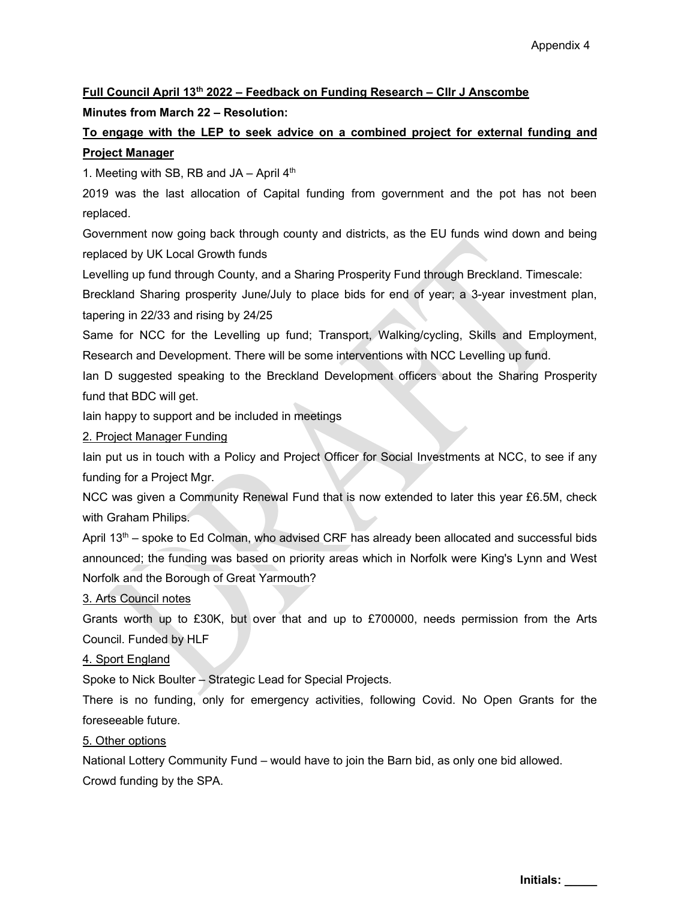Appendix 4

**Full Council April 13th 2022 – Feedback on Funding Research – Cllr J Anscombe**

**Minutes from March 22 – Resolution:**

**To engage with the LEP to seek advice on a combined project for external funding and Project Manager**

1. Meeting with SB, RB and JA – April 4th

2019 was the last allocation of Capital funding from government and the pot has not been replaced.

Government now going back through county and districts, as the EU funds wind down and being replaced by UK Local Growth funds

Levelling up fund through County, and a Sharing Prosperity Fund through Breckland. Timescale:

Breckland Sharing prosperity June/July to place bids for end of year; a 3-year investment plan, tapering in 22/33 and rising by 24/25

Same for NCC for the Levelling up fund; Transport, Walking/cycling, Skills and Employment, Research and Development. There will be some interventions with NCC Levelling up fund.

Ian D suggested speaking to the Breckland Development officers about the Sharing Prosperity fund that BDC will get.

Iain happy to support and be included in meetings

2. Project Manager Funding

Iain put us in touch with a Policy and Project Officer for Social Investments at NCC, to see if any funding for a Project Mgr.

NCC was given a Community Renewal Fund that is now extended to later this year £6.5M, check with Graham Philips.

April 13th – spoke to Ed Colman, who advised CRF has already been allocated and successful bids announced; the funding was based on priority areas which in Norfolk were King's Lynn and West Norfolk and the Borough of Great Yarmouth?

3. Arts Council notes

Grants worth up to £30K, but over that and up to £700000, needs permission from the Arts Council. Funded by HLF

4. Sport England

Spoke to Nick Boulter – Strategic Lead for Special Projects.

There is no funding, only for emergency activities, following Covid. No Open Grants for the foreseeable future.

5. Other options

National Lottery Community Fund – would have to join the Barn bid, as only one bid allowed.

Crowd funding by the SPA.

**Initials: _____**